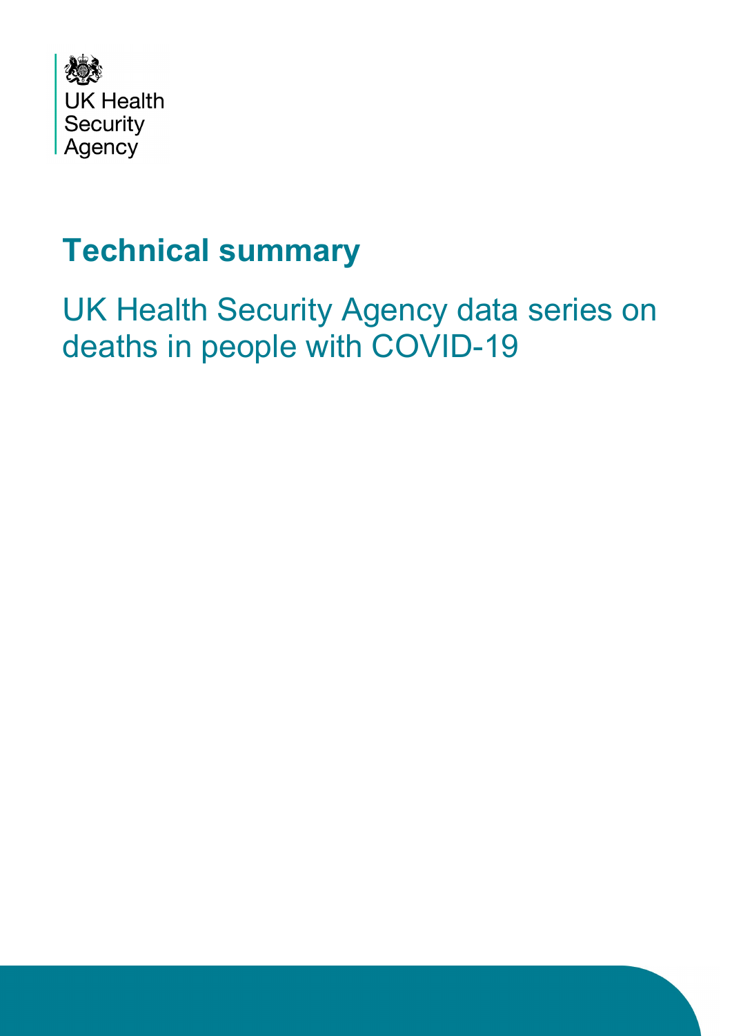UK Health Security Agency

# Technical summary

## UK Health Security Agency data series on deaths in people with COVID-19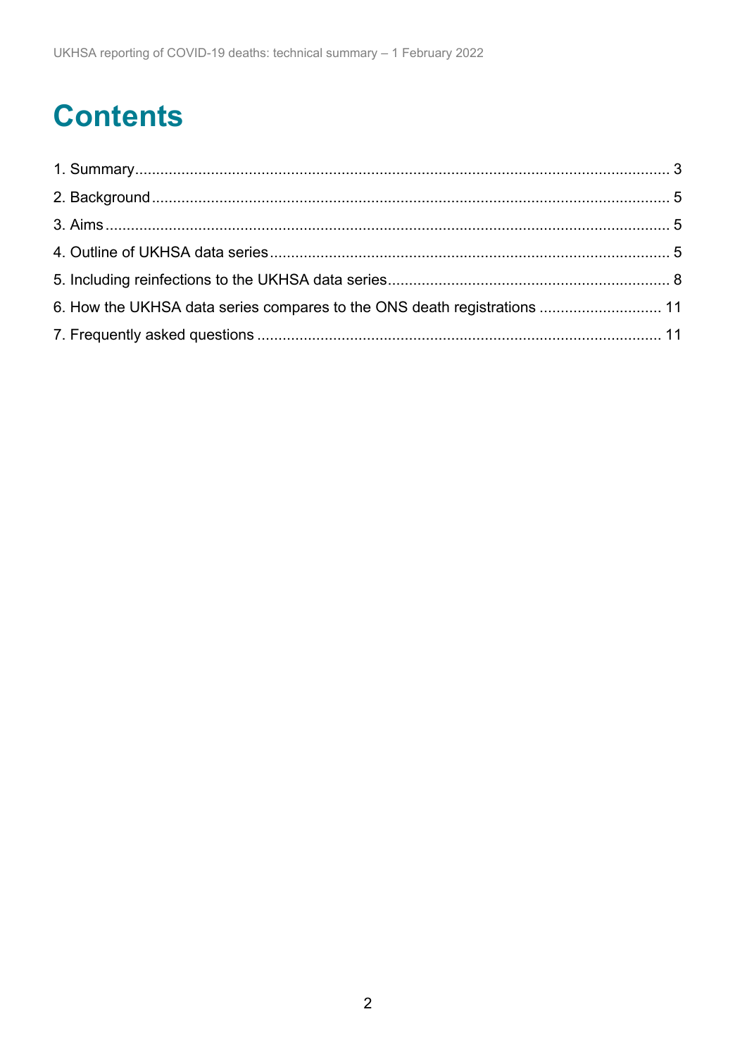# Contents

1. Summary .......... 3
2. Background .......... 5
3. Aims .......... 5
4. Outline of UKHSA data series .......... 5
5. Including reinfections to the UKHSA data series .......... 8
6. How the UKHSA data series compares to the ONS death registrations .......... 11
7. Frequently asked questions .......... 11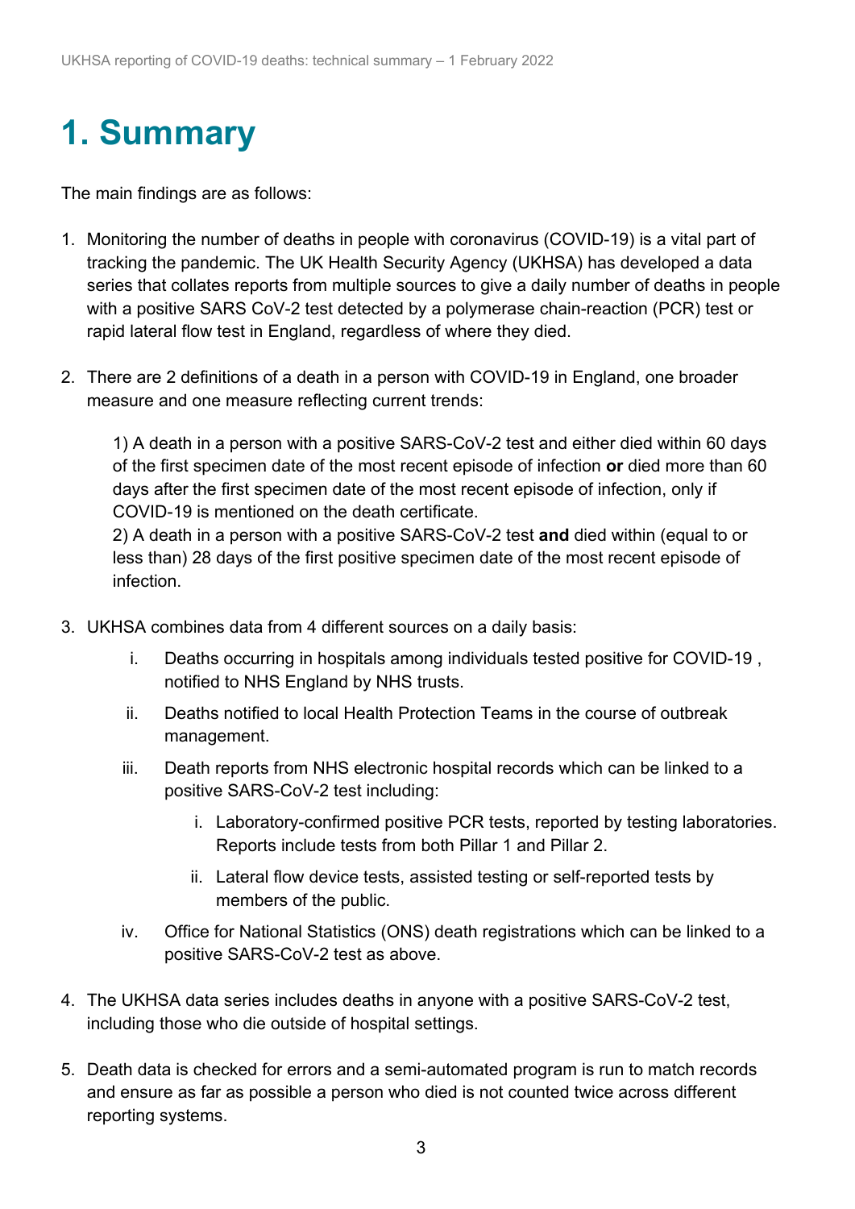# 1. Summary

The main findings are as follows:

1. Monitoring the number of deaths in people with coronavirus (COVID-19) is a vital part of tracking the pandemic. The UK Health Security Agency (UKHSA) has developed a data series that collates reports from multiple sources to give a daily number of deaths in people with a positive SARS CoV-2 test detected by a polymerase chain-reaction (PCR) test or rapid lateral flow test in England, regardless of where they died.

2. There are 2 definitions of a death in a person with COVID-19 in England, one broader measure and one measure reflecting current trends:

   1) A death in a person with a positive SARS-CoV-2 test and either died within 60 days of the first specimen date of the most recent episode of infection **or** died more than 60 days after the first specimen date of the most recent episode of infection, only if COVID-19 is mentioned on the death certificate.
   2) A death in a person with a positive SARS-CoV-2 test **and** died within (equal to or less than) 28 days of the first positive specimen date of the most recent episode of infection.

3. UKHSA combines data from 4 different sources on a daily basis:

   i. Deaths occurring in hospitals among individuals tested positive for COVID-19 , notified to NHS England by NHS trusts.

   ii. Deaths notified to local Health Protection Teams in the course of outbreak management.

   iii. Death reports from NHS electronic hospital records which can be linked to a positive SARS-CoV-2 test including:

      i. Laboratory-confirmed positive PCR tests, reported by testing laboratories. Reports include tests from both Pillar 1 and Pillar 2.

      ii. Lateral flow device tests, assisted testing or self-reported tests by members of the public.

   iv. Office for National Statistics (ONS) death registrations which can be linked to a positive SARS-CoV-2 test as above.

4. The UKHSA data series includes deaths in anyone with a positive SARS-CoV-2 test, including those who die outside of hospital settings.

5. Death data is checked for errors and a semi-automated program is run to match records and ensure as far as possible a person who died is not counted twice across different reporting systems.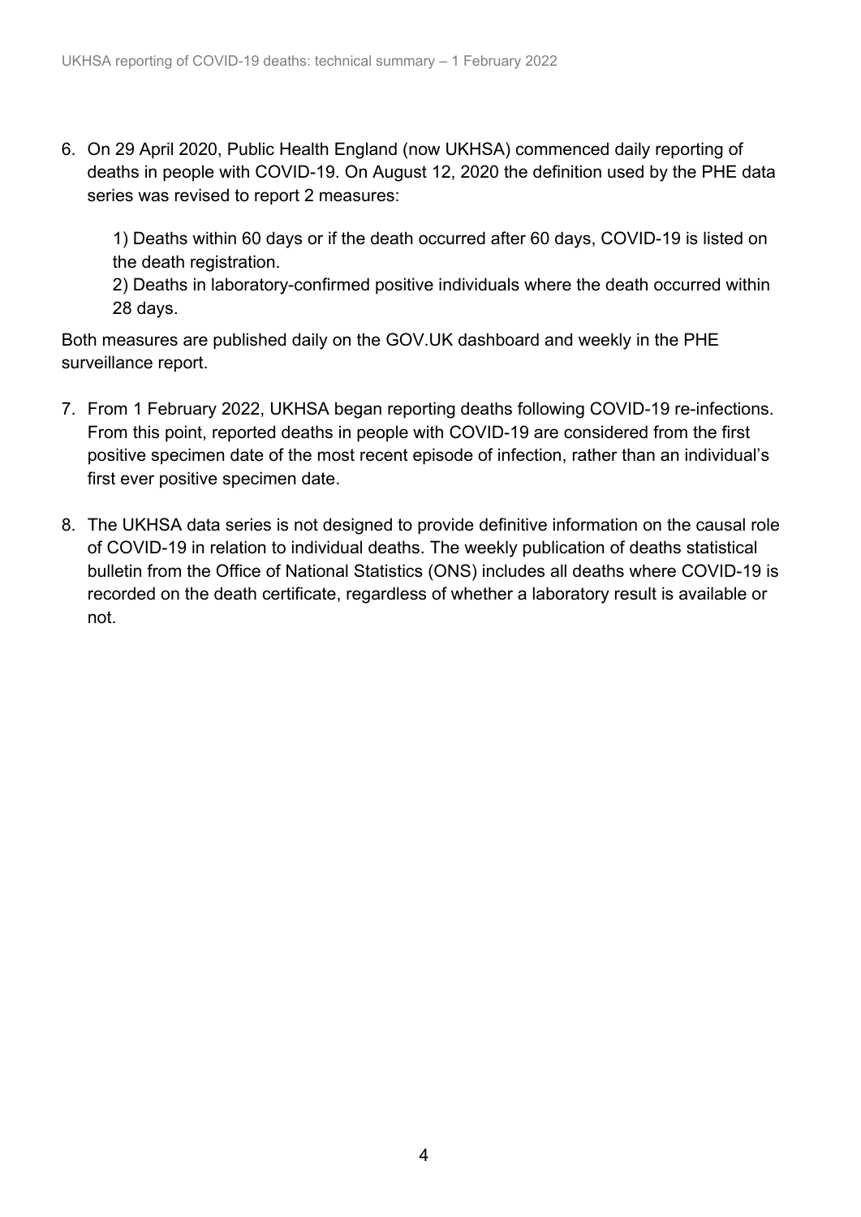6. On 29 April 2020, Public Health England (now UKHSA) commenced daily reporting of deaths in people with COVID-19. On August 12, 2020 the definition used by the PHE data series was revised to report 2 measures:

   1) Deaths within 60 days or if the death occurred after 60 days, COVID-19 is listed on the death registration.
   2) Deaths in laboratory-confirmed positive individuals where the death occurred within 28 days.

Both measures are published daily on the GOV.UK dashboard and weekly in the PHE surveillance report.

7. From 1 February 2022, UKHSA began reporting deaths following COVID-19 re-infections. From this point, reported deaths in people with COVID-19 are considered from the first positive specimen date of the most recent episode of infection, rather than an individual's first ever positive specimen date.

8. The UKHSA data series is not designed to provide definitive information on the causal role of COVID-19 in relation to individual deaths. The weekly publication of deaths statistical bulletin from the Office of National Statistics (ONS) includes all deaths where COVID-19 is recorded on the death certificate, regardless of whether a laboratory result is available or not.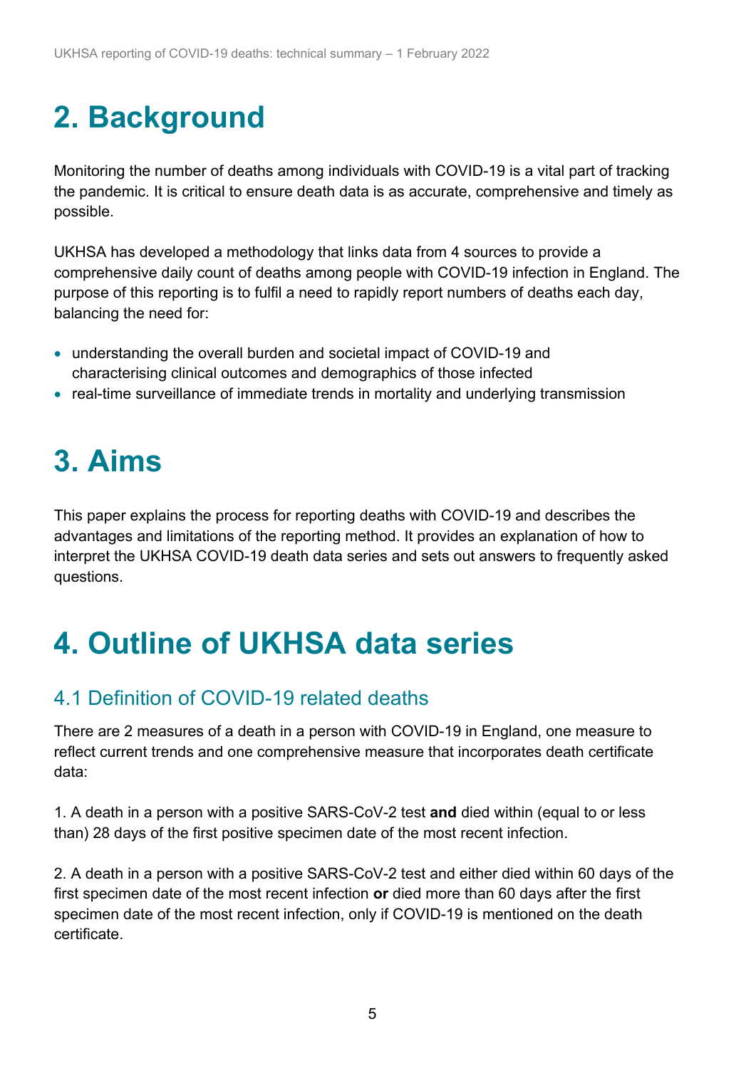# 2. Background

Monitoring the number of deaths among individuals with COVID-19 is a vital part of tracking the pandemic. It is critical to ensure death data is as accurate, comprehensive and timely as possible.

UKHSA has developed a methodology that links data from 4 sources to provide a comprehensive daily count of deaths among people with COVID-19 infection in England. The purpose of this reporting is to fulfil a need to rapidly report numbers of deaths each day, balancing the need for:

- understanding the overall burden and societal impact of COVID-19 and characterising clinical outcomes and demographics of those infected
- real-time surveillance of immediate trends in mortality and underlying transmission

# 3. Aims

This paper explains the process for reporting deaths with COVID-19 and describes the advantages and limitations of the reporting method. It provides an explanation of how to interpret the UKHSA COVID-19 death data series and sets out answers to frequently asked questions.

# 4. Outline of UKHSA data series

## 4.1 Definition of COVID-19 related deaths

There are 2 measures of a death in a person with COVID-19 in England, one measure to reflect current trends and one comprehensive measure that incorporates death certificate data:

1. A death in a person with a positive SARS-CoV-2 test **and** died within (equal to or less than) 28 days of the first positive specimen date of the most recent infection.

2. A death in a person with a positive SARS-CoV-2 test and either died within 60 days of the first specimen date of the most recent infection **or** died more than 60 days after the first specimen date of the most recent infection, only if COVID-19 is mentioned on the death certificate.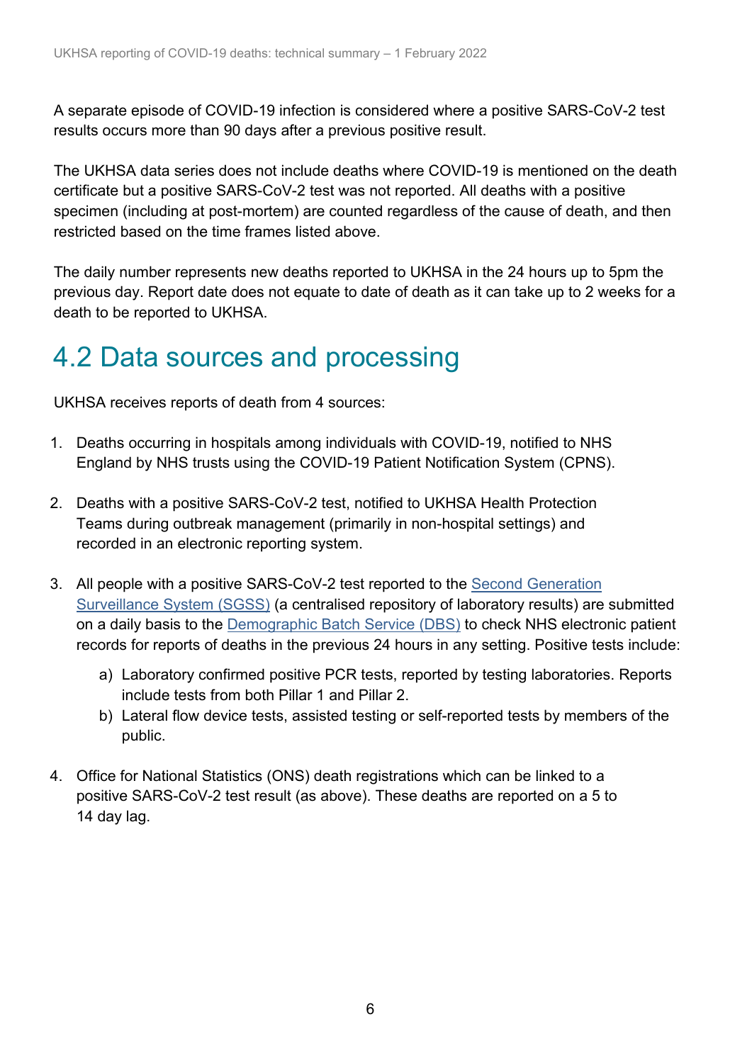A separate episode of COVID-19 infection is considered where a positive SARS-CoV-2 test results occurs more than 90 days after a previous positive result.

The UKHSA data series does not include deaths where COVID-19 is mentioned on the death certificate but a positive SARS-CoV-2 test was not reported. All deaths with a positive specimen (including at post-mortem) are counted regardless of the cause of death, and then restricted based on the time frames listed above.

The daily number represents new deaths reported to UKHSA in the 24 hours up to 5pm the previous day. Report date does not equate to date of death as it can take up to 2 weeks for a death to be reported to UKHSA.

## 4.2 Data sources and processing

UKHSA receives reports of death from 4 sources:

1. Deaths occurring in hospitals among individuals with COVID-19, notified to NHS England by NHS trusts using the COVID-19 Patient Notification System (CPNS).

2. Deaths with a positive SARS-CoV-2 test, notified to UKHSA Health Protection Teams during outbreak management (primarily in non-hospital settings) and recorded in an electronic reporting system.

3. All people with a positive SARS-CoV-2 test reported to the Second Generation Surveillance System (SGSS) (a centralised repository of laboratory results) are submitted on a daily basis to the Demographic Batch Service (DBS) to check NHS electronic patient records for reports of deaths in the previous 24 hours in any setting. Positive tests include:

    a) Laboratory confirmed positive PCR tests, reported by testing laboratories. Reports include tests from both Pillar 1 and Pillar 2.
    b) Lateral flow device tests, assisted testing or self-reported tests by members of the public.

4. Office for National Statistics (ONS) death registrations which can be linked to a positive SARS-CoV-2 test result (as above). These deaths are reported on a 5 to 14 day lag.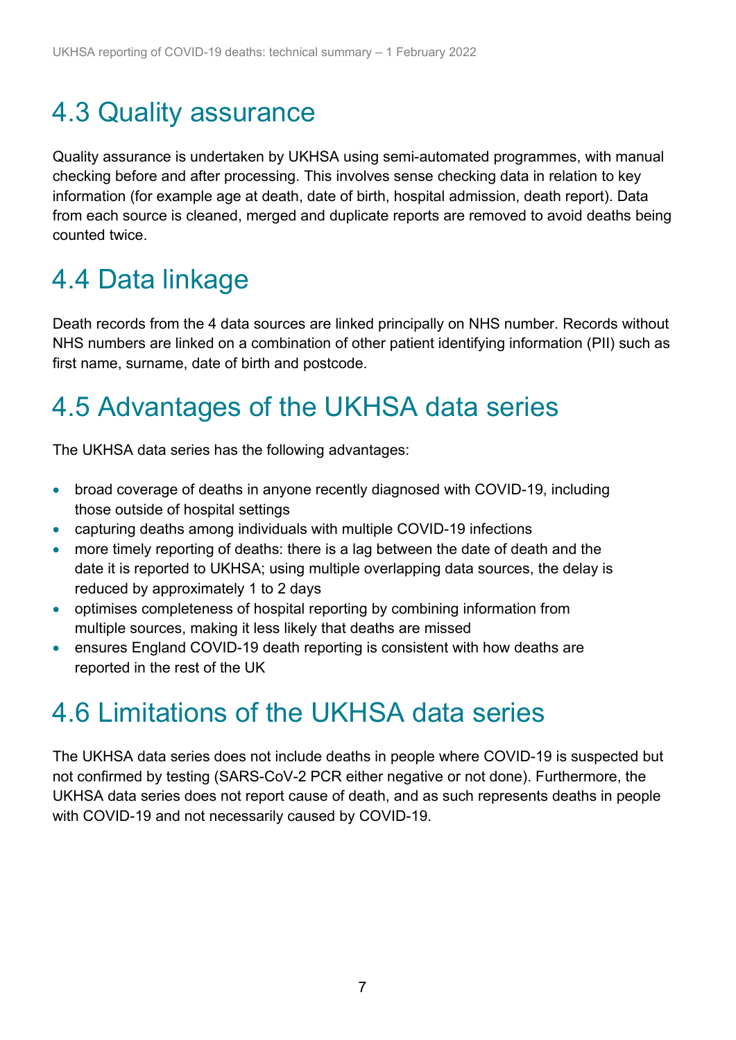## 4.3 Quality assurance

Quality assurance is undertaken by UKHSA using semi-automated programmes, with manual checking before and after processing. This involves sense checking data in relation to key information (for example age at death, date of birth, hospital admission, death report). Data from each source is cleaned, merged and duplicate reports are removed to avoid deaths being counted twice.

## 4.4 Data linkage

Death records from the 4 data sources are linked principally on NHS number. Records without NHS numbers are linked on a combination of other patient identifying information (PII) such as first name, surname, date of birth and postcode.

## 4.5 Advantages of the UKHSA data series

The UKHSA data series has the following advantages:

- broad coverage of deaths in anyone recently diagnosed with COVID-19, including those outside of hospital settings
- capturing deaths among individuals with multiple COVID-19 infections
- more timely reporting of deaths: there is a lag between the date of death and the date it is reported to UKHSA; using multiple overlapping data sources, the delay is reduced by approximately 1 to 2 days
- optimises completeness of hospital reporting by combining information from multiple sources, making it less likely that deaths are missed
- ensures England COVID-19 death reporting is consistent with how deaths are reported in the rest of the UK

## 4.6 Limitations of the UKHSA data series

The UKHSA data series does not include deaths in people where COVID-19 is suspected but not confirmed by testing (SARS-CoV-2 PCR either negative or not done). Furthermore, the UKHSA data series does not report cause of death, and as such represents deaths in people with COVID-19 and not necessarily caused by COVID-19.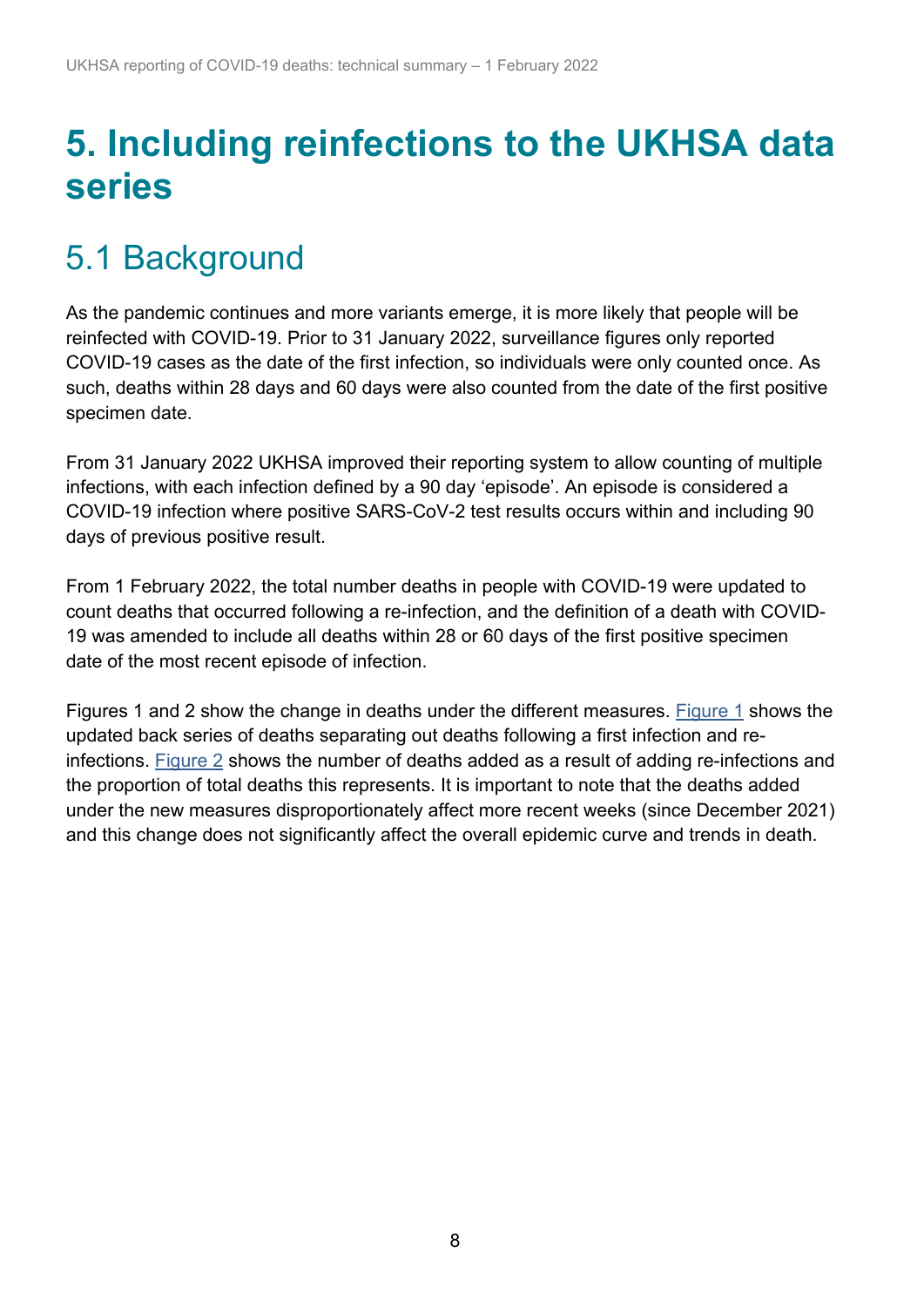# 5. Including reinfections to the UKHSA data series

## 5.1 Background

As the pandemic continues and more variants emerge, it is more likely that people will be reinfected with COVID-19. Prior to 31 January 2022, surveillance figures only reported COVID-19 cases as the date of the first infection, so individuals were only counted once. As such, deaths within 28 days and 60 days were also counted from the date of the first positive specimen date.

From 31 January 2022 UKHSA improved their reporting system to allow counting of multiple infections, with each infection defined by a 90 day 'episode'. An episode is considered a COVID-19 infection where positive SARS-CoV-2 test results occurs within and including 90 days of previous positive result.

From 1 February 2022, the total number deaths in people with COVID-19 were updated to count deaths that occurred following a re-infection, and the definition of a death with COVID-19 was amended to include all deaths within 28 or 60 days of the first positive specimen date of the most recent episode of infection.

Figures 1 and 2 show the change in deaths under the different measures. Figure 1 shows the updated back series of deaths separating out deaths following a first infection and re-infections. Figure 2 shows the number of deaths added as a result of adding re-infections and the proportion of total deaths this represents. It is important to note that the deaths added under the new measures disproportionately affect more recent weeks (since December 2021) and this change does not significantly affect the overall epidemic curve and trends in death.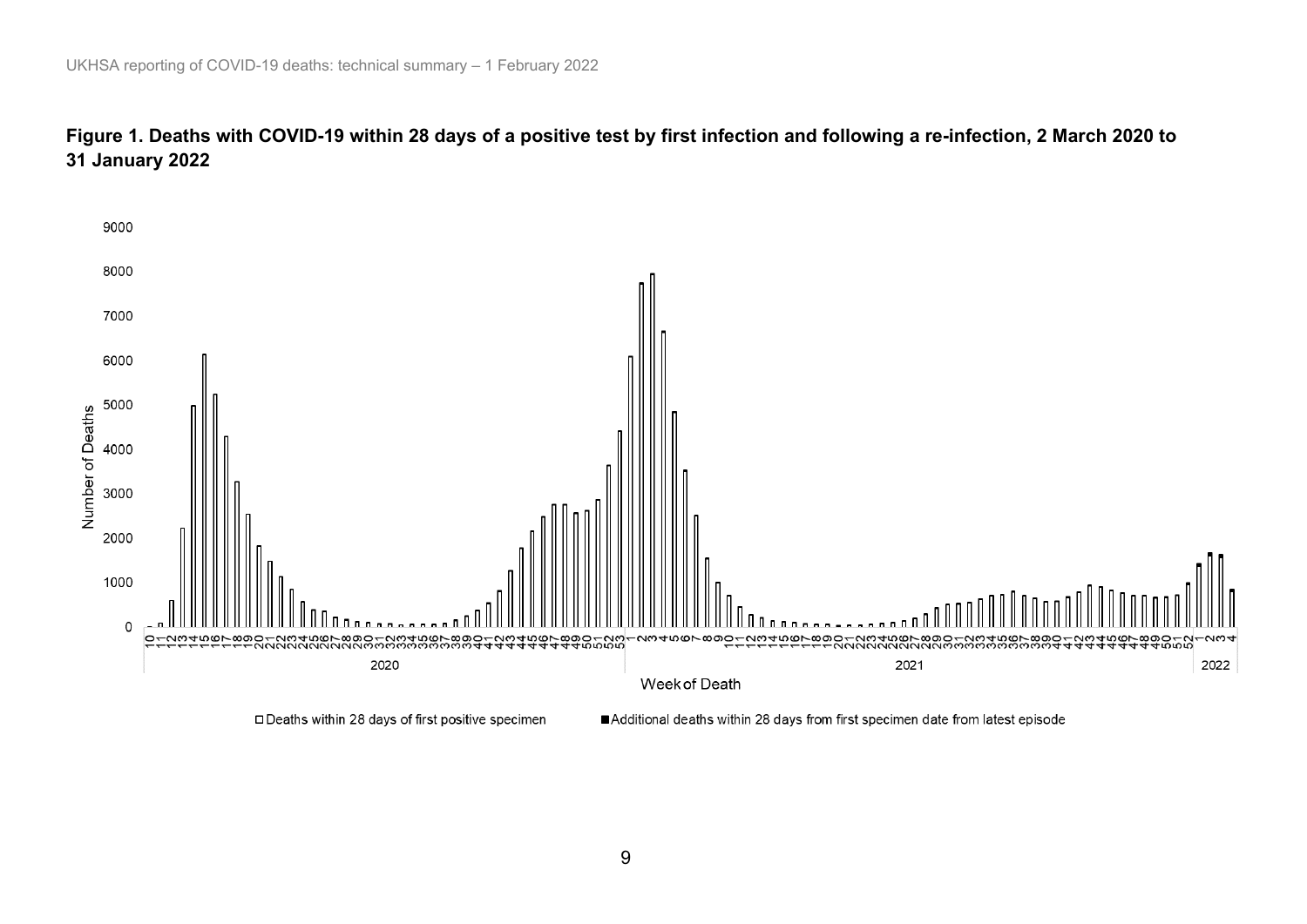**Figure 1. Deaths with COVID-19 within 28 days of a positive test by first infection and following a re-infection, 2 March 2020 to 31 January 2022**

Number of Deaths

9000
8000
7000
6000
5000
4000
3000
2000
1000
0

Week of Death

2020
2021
2022

□ Deaths within 28 days of first positive specimen

■ Additional deaths within 28 days from first specimen date from latest episode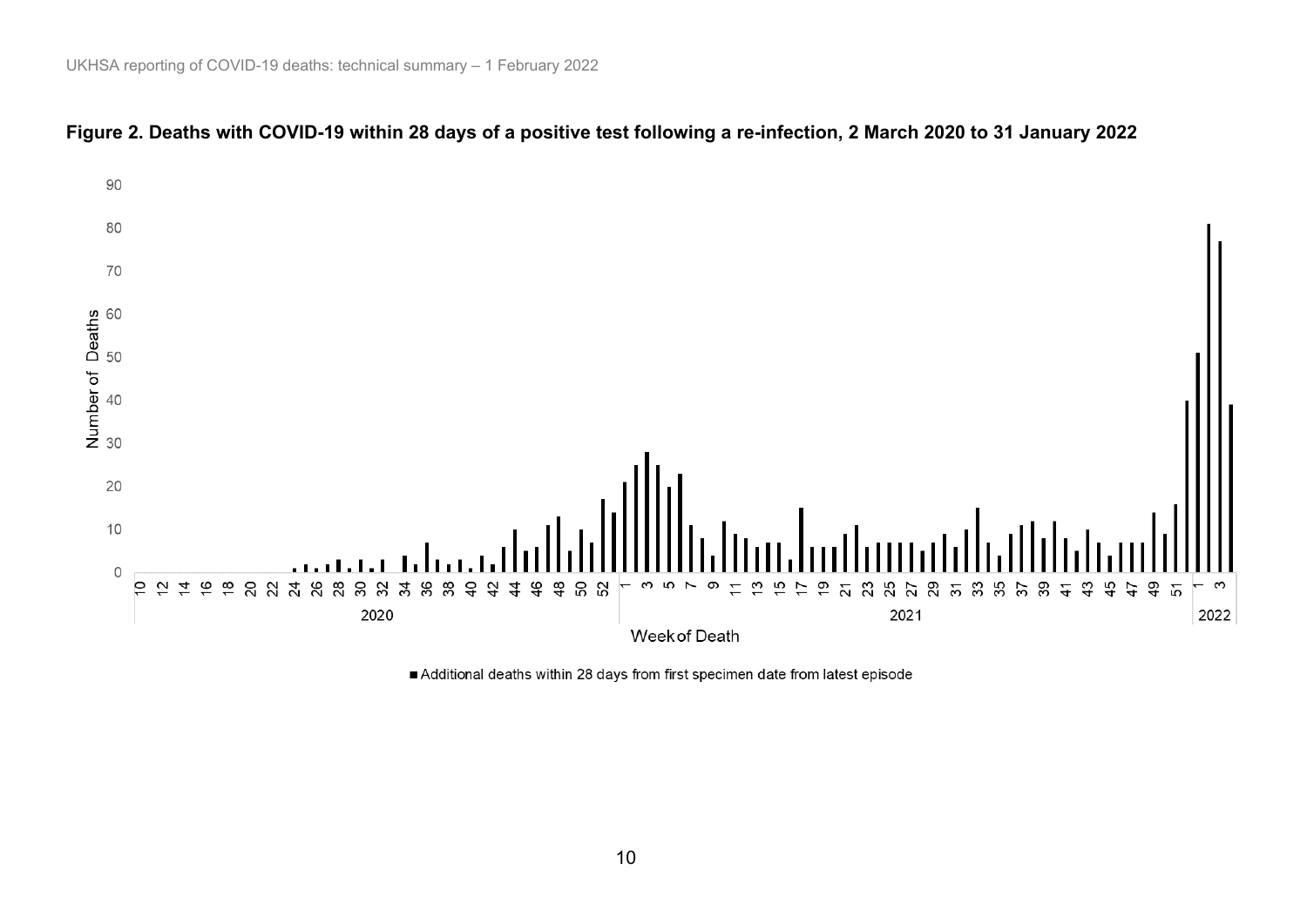**Figure 2. Deaths with COVID-19 within 28 days of a positive test following a re-infection, 2 March 2020 to 31 January 2022**

Number of Deaths

0
10
20
30
40
50
60
70
80
90

Week of Death

10 12 14 16 18 20 22 24 26 28 30 32 34 36 38 40 42 44 46 48 50 52 1 3 5 7 9 11 13 15 17 19 21 23 25 27 29 31 33 35 37 39 41 43 45 47 49 51 1 3

2020

2021

2022

■ Additional deaths within 28 days from first specimen date from latest episode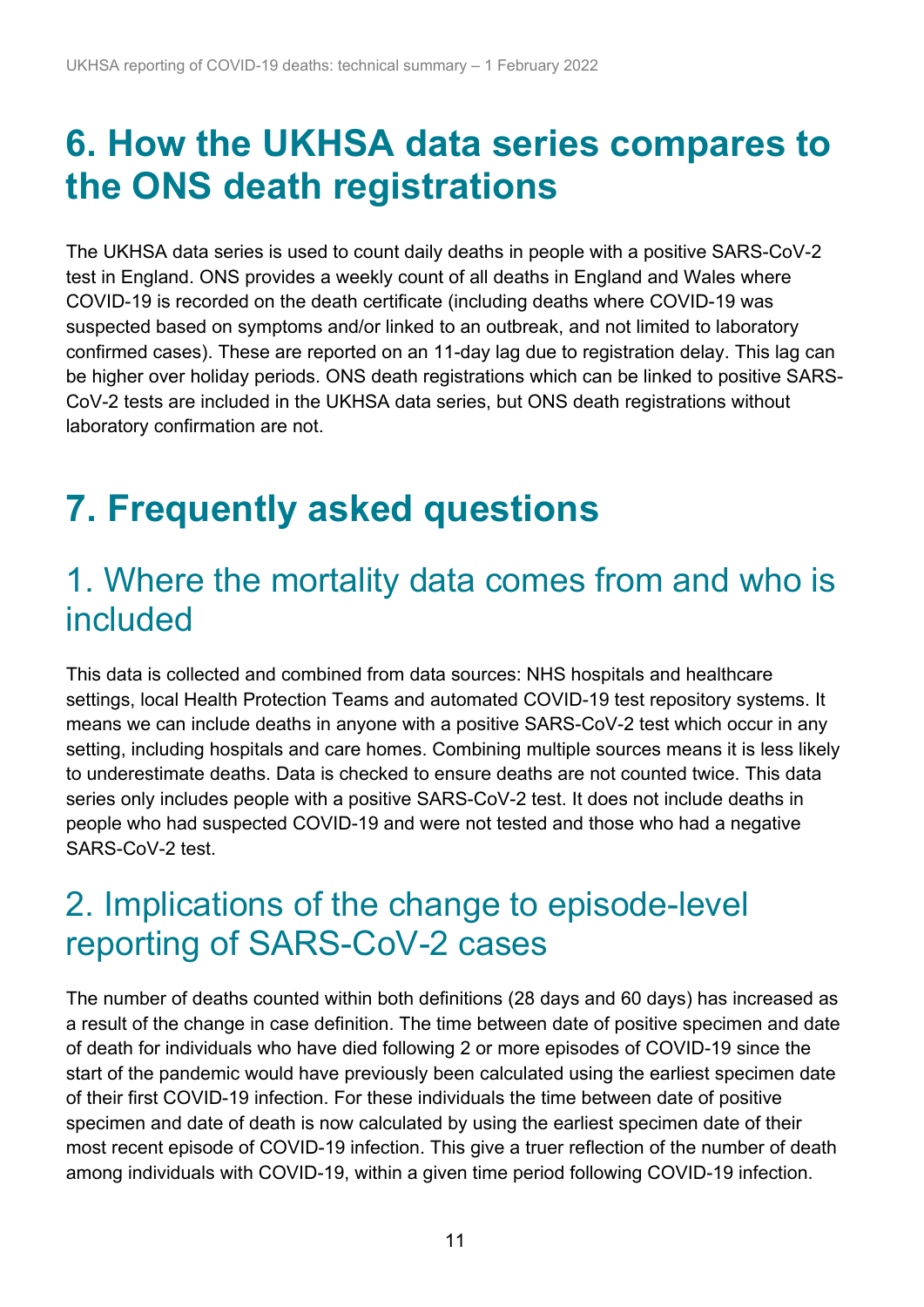# 6. How the UKHSA data series compares to the ONS death registrations

The UKHSA data series is used to count daily deaths in people with a positive SARS-CoV-2 test in England. ONS provides a weekly count of all deaths in England and Wales where COVID-19 is recorded on the death certificate (including deaths where COVID-19 was suspected based on symptoms and/or linked to an outbreak, and not limited to laboratory confirmed cases). These are reported on an 11-day lag due to registration delay. This lag can be higher over holiday periods. ONS death registrations which can be linked to positive SARS-CoV-2 tests are included in the UKHSA data series, but ONS death registrations without laboratory confirmation are not.

# 7. Frequently asked questions

## 1. Where the mortality data comes from and who is included

This data is collected and combined from data sources: NHS hospitals and healthcare settings, local Health Protection Teams and automated COVID-19 test repository systems. It means we can include deaths in anyone with a positive SARS-CoV-2 test which occur in any setting, including hospitals and care homes. Combining multiple sources means it is less likely to underestimate deaths. Data is checked to ensure deaths are not counted twice. This data series only includes people with a positive SARS-CoV-2 test. It does not include deaths in people who had suspected COVID-19 and were not tested and those who had a negative SARS-CoV-2 test.

## 2. Implications of the change to episode-level reporting of SARS-CoV-2 cases

The number of deaths counted within both definitions (28 days and 60 days) has increased as a result of the change in case definition. The time between date of positive specimen and date of death for individuals who have died following 2 or more episodes of COVID-19 since the start of the pandemic would have previously been calculated using the earliest specimen date of their first COVID-19 infection. For these individuals the time between date of positive specimen and date of death is now calculated by using the earliest specimen date of their most recent episode of COVID-19 infection. This give a truer reflection of the number of death among individuals with COVID-19, within a given time period following COVID-19 infection.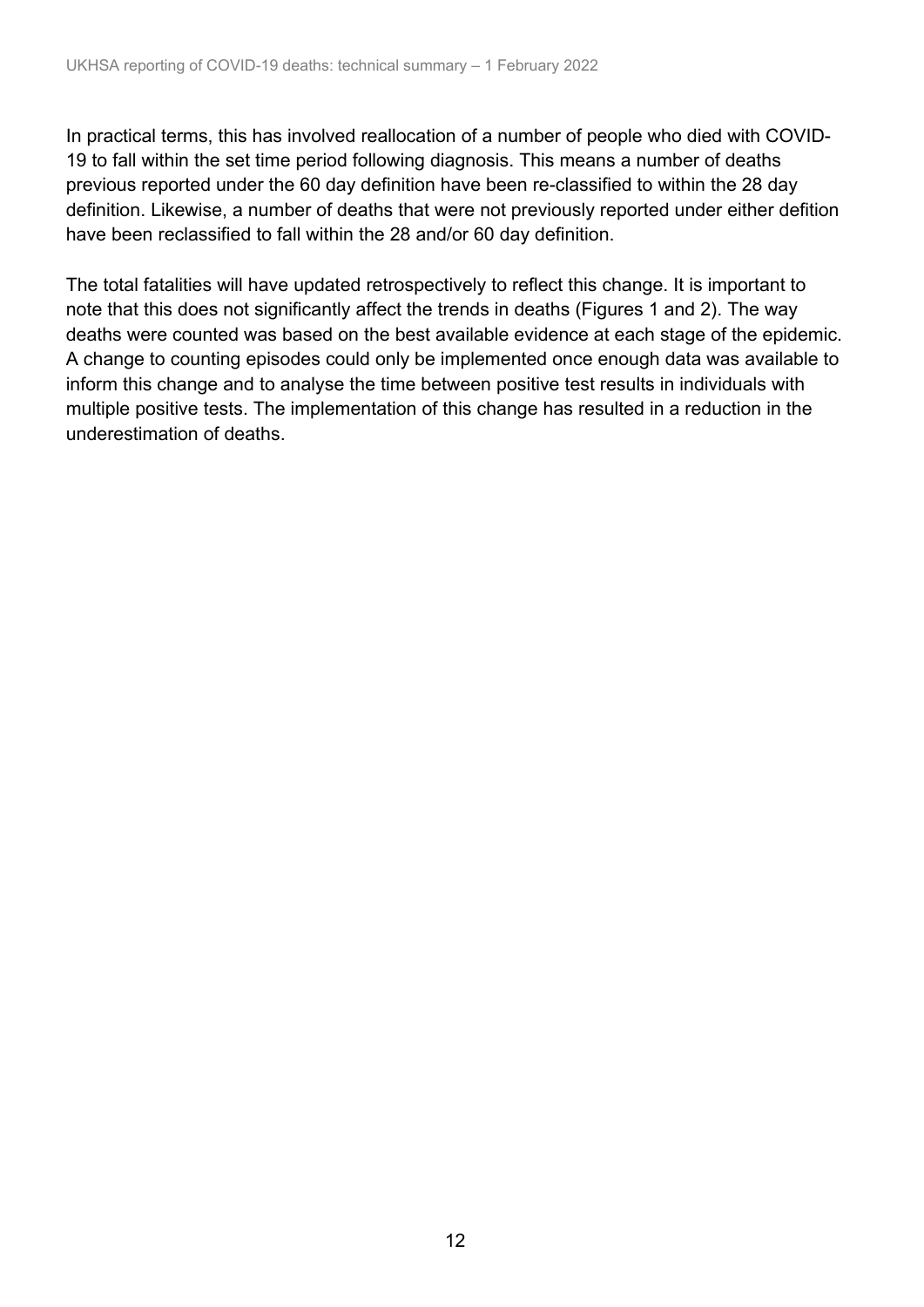In practical terms, this has involved reallocation of a number of people who died with COVID-19 to fall within the set time period following diagnosis. This means a number of deaths previous reported under the 60 day definition have been re-classified to within the 28 day definition. Likewise, a number of deaths that were not previously reported under either defition have been reclassified to fall within the 28 and/or 60 day definition.

The total fatalities will have updated retrospectively to reflect this change. It is important to note that this does not significantly affect the trends in deaths (Figures 1 and 2). The way deaths were counted was based on the best available evidence at each stage of the epidemic. A change to counting episodes could only be implemented once enough data was available to inform this change and to analyse the time between positive test results in individuals with multiple positive tests. The implementation of this change has resulted in a reduction in the underestimation of deaths.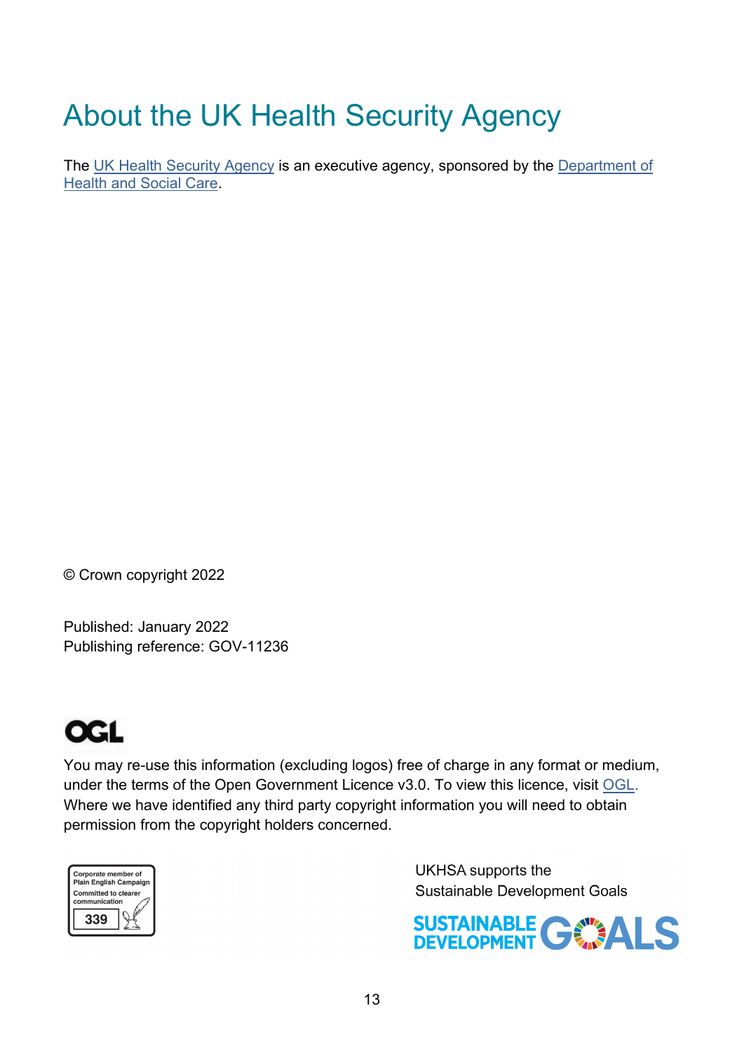# About the UK Health Security Agency

The UK Health Security Agency is an executive agency, sponsored by the Department of Health and Social Care.

© Crown copyright 2022

Published: January 2022
Publishing reference: GOV-11236

OGL

You may re-use this information (excluding logos) free of charge in any format or medium, under the terms of the Open Government Licence v3.0. To view this licence, visit OGL. Where we have identified any third party copyright information you will need to obtain permission from the copyright holders concerned.

Corporate member of Plain English Campaign
Committed to clearer communication
339

UKHSA supports the Sustainable Development Goals

SUSTAINABLE DEVELOPMENT GOALS